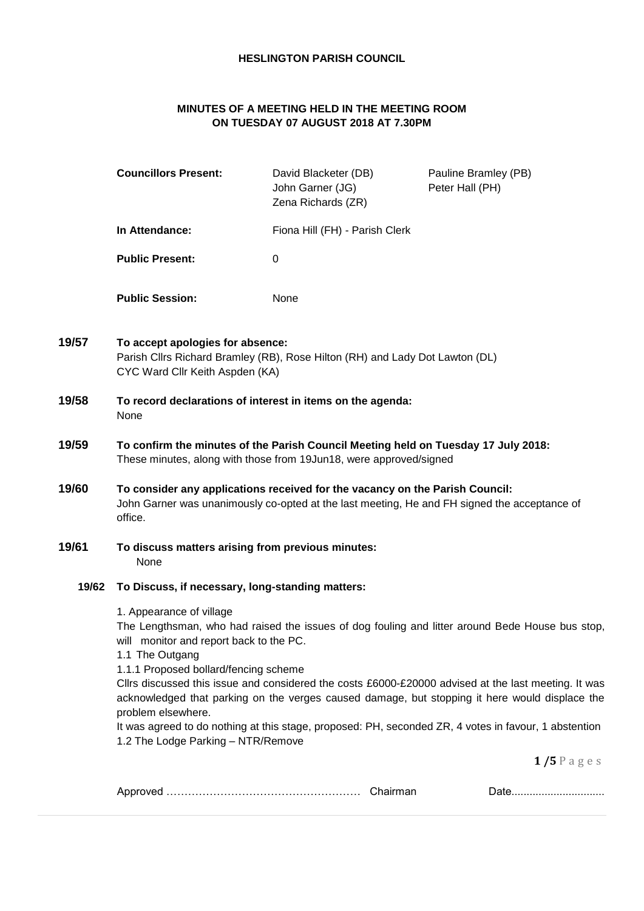**HESLINGTON PARISH COUNCIL**

**MINUTES OF A MEETING HELD IN THE MEETING ROOM ON TUESDAY 07 AUGUST 2018 AT 7.30PM**

| | | |
|---|---|---|
| **Councillors Present:** | David Blacketer (DB)<br>John Garner (JG)<br>Zena Richards (ZR) | Pauline Bramley (PB)<br>Peter Hall (PH) |
| **In Attendance:** | Fiona Hill (FH) - Parish Clerk | |
| **Public Present:** | 0 | |
| **Public Session:** | None | |

**19/57 To accept apologies for absence:**
Parish Cllrs Richard Bramley (RB), Rose Hilton (RH) and Lady Dot Lawton (DL)
CYC Ward Cllr Keith Aspden (KA)

**19/58 To record declarations of interest in items on the agenda:**
None

**19/59 To confirm the minutes of the Parish Council Meeting held on Tuesday 17 July 2018:**
These minutes, along with those from 19Jun18, were approved/signed

**19/60 To consider any applications received for the vacancy on the Parish Council:**
John Garner was unanimously co-opted at the last meeting, He and FH signed the acceptance of office.

**19/61 To discuss matters arising from previous minutes:**
None

**19/62 To Discuss, if necessary, long-standing matters:**

1. Appearance of village
The Lengthsman, who had raised the issues of dog fouling and litter around Bede House bus stop, will monitor and report back to the PC.
1.1 The Outgang
1.1.1 Proposed bollard/fencing scheme
Cllrs discussed this issue and considered the costs £6000-£20000 advised at the last meeting. It was acknowledged that parking on the verges caused damage, but stopping it here would displace the problem elsewhere.
It was agreed to do nothing at this stage, proposed: PH, seconded ZR, 4 votes in favour, 1 abstention
1.2 The Lodge Parking – NTR/Remove

Approved …………………………………………… Chairman Date...............................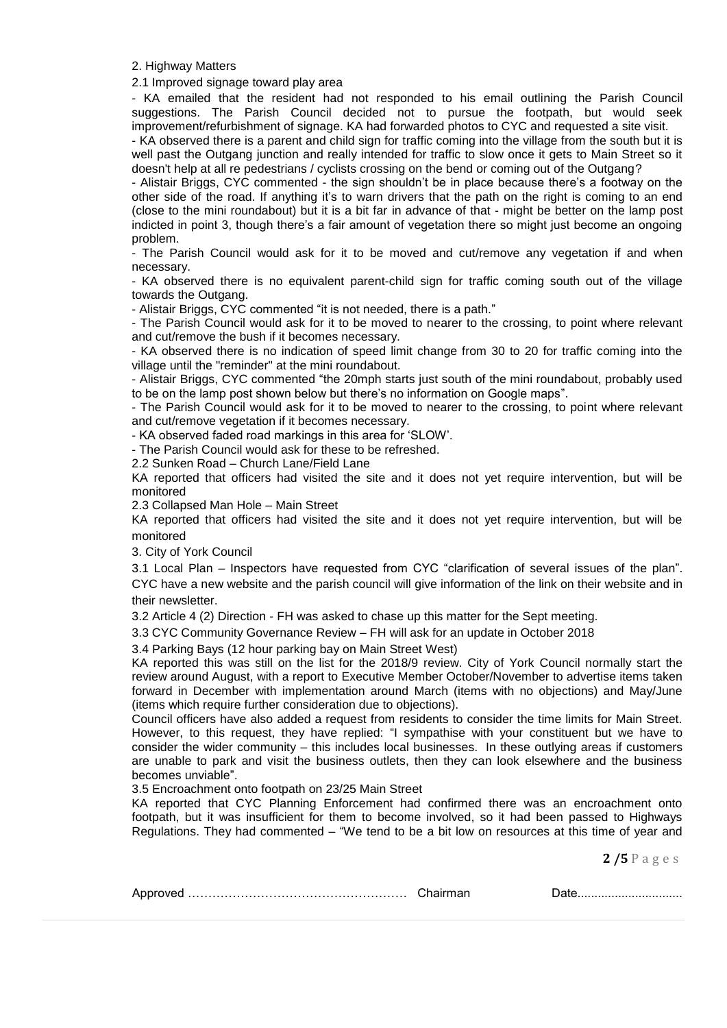## 2. Highway Matters

### 2.1 Improved signage toward play area

- KA emailed that the resident had not responded to his email outlining the Parish Council suggestions. The Parish Council decided not to pursue the footpath, but would seek improvement/refurbishment of signage. KA had forwarded photos to CYC and requested a site visit.
- KA observed there is a parent and child sign for traffic coming into the village from the south but it is well past the Outgang junction and really intended for traffic to slow once it gets to Main Street so it doesn't help at all re pedestrians / cyclists crossing on the bend or coming out of the Outgang?
- Alistair Briggs, CYC commented - the sign shouldn't be in place because there's a footway on the other side of the road. If anything it's to warn drivers that the path on the right is coming to an end (close to the mini roundabout) but it is a bit far in advance of that - might be better on the lamp post indicted in point 3, though there's a fair amount of vegetation there so might just become an ongoing problem.
- The Parish Council would ask for it to be moved and cut/remove any vegetation if and when necessary.
- KA observed there is no equivalent parent-child sign for traffic coming south out of the village towards the Outgang.
- Alistair Briggs, CYC commented "it is not needed, there is a path."
- The Parish Council would ask for it to be moved to nearer to the crossing, to point where relevant and cut/remove the bush if it becomes necessary.
- KA observed there is no indication of speed limit change from 30 to 20 for traffic coming into the village until the "reminder" at the mini roundabout.
- Alistair Briggs, CYC commented "the 20mph starts just south of the mini roundabout, probably used to be on the lamp post shown below but there's no information on Google maps".
- The Parish Council would ask for it to be moved to nearer to the crossing, to point where relevant and cut/remove vegetation if it becomes necessary.
- KA observed faded road markings in this area for 'SLOW'.
- The Parish Council would ask for these to be refreshed.

### 2.2 Sunken Road – Church Lane/Field Lane

KA reported that officers had visited the site and it does not yet require intervention, but will be monitored

### 2.3 Collapsed Man Hole – Main Street

KA reported that officers had visited the site and it does not yet require intervention, but will be monitored

## 3. City of York Council

3.1 Local Plan – Inspectors have requested from CYC "clarification of several issues of the plan". CYC have a new website and the parish council will give information of the link on their website and in their newsletter.

3.2 Article 4 (2) Direction - FH was asked to chase up this matter for the Sept meeting.

3.3 CYC Community Governance Review – FH will ask for an update in October 2018

### 3.4 Parking Bays (12 hour parking bay on Main Street West)

KA reported this was still on the list for the 2018/9 review. City of York Council normally start the review around August, with a report to Executive Member October/November to advertise items taken forward in December with implementation around March (items with no objections) and May/June (items which require further consideration due to objections).

Council officers have also added a request from residents to consider the time limits for Main Street. However, to this request, they have replied: "I sympathise with your constituent but we have to consider the wider community – this includes local businesses. In these outlying areas if customers are unable to park and visit the business outlets, then they can look elsewhere and the business becomes unviable".

### 3.5 Encroachment onto footpath on 23/25 Main Street

KA reported that CYC Planning Enforcement had confirmed there was an encroachment onto footpath, but it was insufficient for them to become involved, so it had been passed to Highways Regulations. They had commented – "We tend to be a bit low on resources at this time of year and

Approved …………………………………………… Chairman Date...............................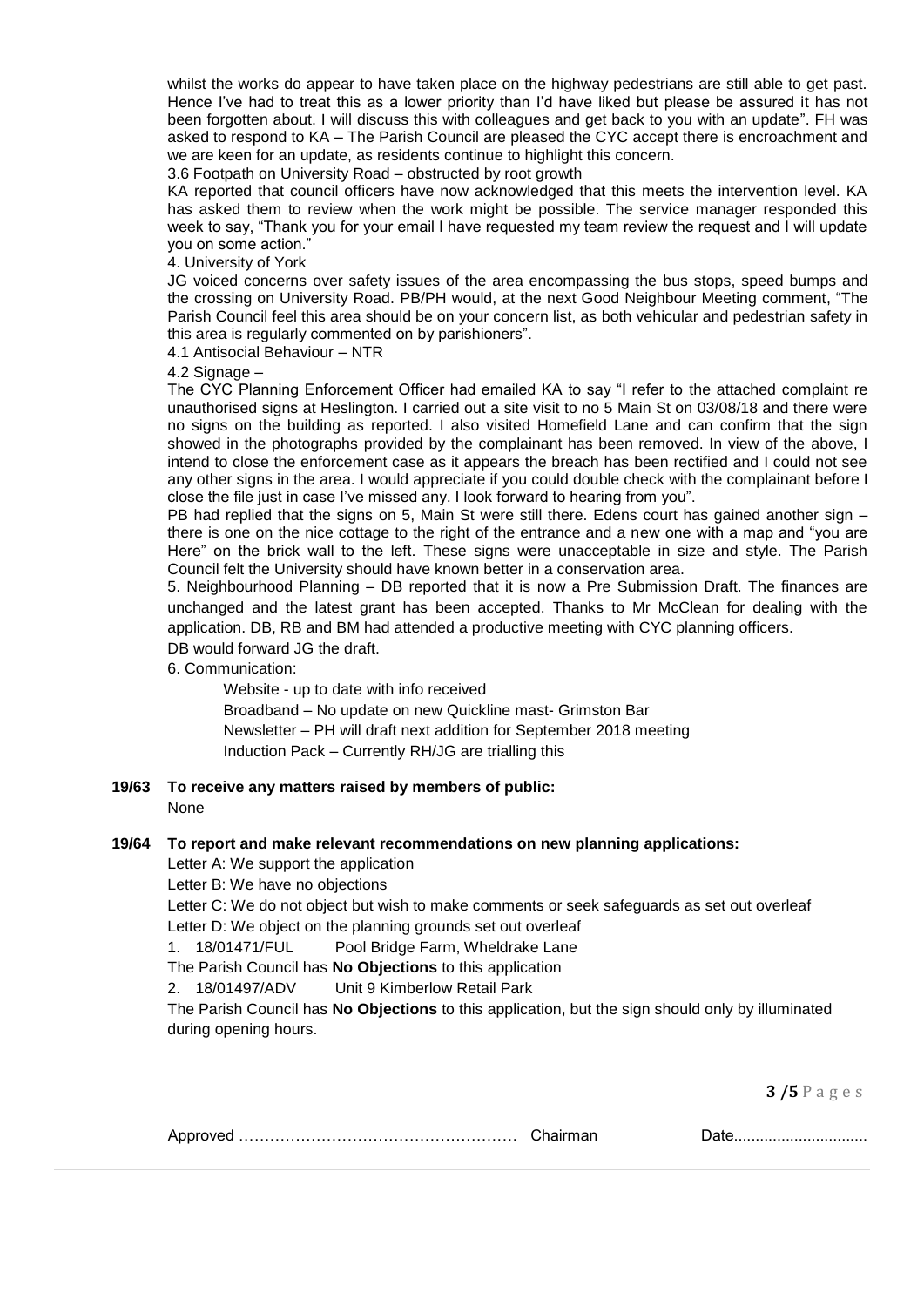whilst the works do appear to have taken place on the highway pedestrians are still able to get past. Hence I've had to treat this as a lower priority than I'd have liked but please be assured it has not been forgotten about. I will discuss this with colleagues and get back to you with an update". FH was asked to respond to KA – The Parish Council are pleased the CYC accept there is encroachment and we are keen for an update, as residents continue to highlight this concern.

3.6 Footpath on University Road – obstructed by root growth

KA reported that council officers have now acknowledged that this meets the intervention level. KA has asked them to review when the work might be possible. The service manager responded this week to say, "Thank you for your email I have requested my team review the request and I will update you on some action."

4. University of York

JG voiced concerns over safety issues of the area encompassing the bus stops, speed bumps and the crossing on University Road. PB/PH would, at the next Good Neighbour Meeting comment, "The Parish Council feel this area should be on your concern list, as both vehicular and pedestrian safety in this area is regularly commented on by parishioners".

4.1 Antisocial Behaviour – NTR

4.2 Signage –

The CYC Planning Enforcement Officer had emailed KA to say "I refer to the attached complaint re unauthorised signs at Heslington. I carried out a site visit to no 5 Main St on 03/08/18 and there were no signs on the building as reported. I also visited Homefield Lane and can confirm that the sign showed in the photographs provided by the complainant has been removed. In view of the above, I intend to close the enforcement case as it appears the breach has been rectified and I could not see any other signs in the area. I would appreciate if you could double check with the complainant before I close the file just in case I've missed any. I look forward to hearing from you".

PB had replied that the signs on 5, Main St were still there. Edens court has gained another sign – there is one on the nice cottage to the right of the entrance and a new one with a map and "you are Here" on the brick wall to the left. These signs were unacceptable in size and style. The Parish Council felt the University should have known better in a conservation area.

5. Neighbourhood Planning – DB reported that it is now a Pre Submission Draft. The finances are unchanged and the latest grant has been accepted. Thanks to Mr McClean for dealing with the application. DB, RB and BM had attended a productive meeting with CYC planning officers.

DB would forward JG the draft.

6. Communication:

- Website - up to date with info received
- Broadband – No update on new Quickline mast- Grimston Bar
- Newsletter – PH will draft next addition for September 2018 meeting
- Induction Pack – Currently RH/JG are trialling this

**19/63 To receive any matters raised by members of public:**

None

**19/64 To report and make relevant recommendations on new planning applications:**

Letter A: We support the application

Letter B: We have no objections

Letter C: We do not object but wish to make comments or seek safeguards as set out overleaf

Letter D: We object on the planning grounds set out overleaf

1. 18/01471/FUL Pool Bridge Farm, Wheldrake Lane

The Parish Council has **No Objections** to this application

2. 18/01497/ADV Unit 9 Kimberlow Retail Park

The Parish Council has **No Objections** to this application, but the sign should only by illuminated during opening hours.

Approved …………………………………………… Chairman Date..............................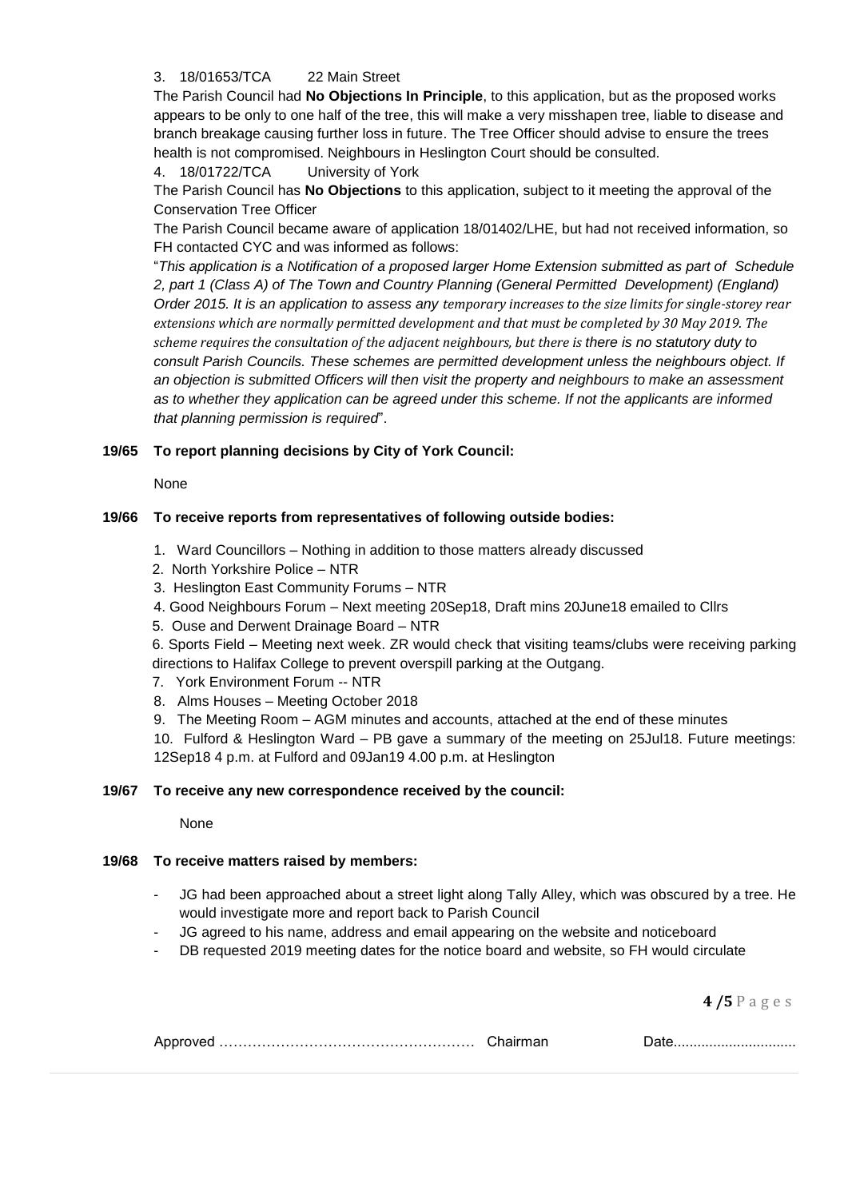3. 18/01653/TCA 22 Main Street

The Parish Council had **No Objections In Principle**, to this application, but as the proposed works appears to be only to one half of the tree, this will make a very misshapen tree, liable to disease and branch breakage causing further loss in future. The Tree Officer should advise to ensure the trees health is not compromised. Neighbours in Heslington Court should be consulted.

4. 18/01722/TCA University of York

The Parish Council has **No Objections** to this application, subject to it meeting the approval of the Conservation Tree Officer

The Parish Council became aware of application 18/01402/LHE, but had not received information, so FH contacted CYC and was informed as follows:

"*This application is a Notification of a proposed larger Home Extension submitted as part of Schedule 2, part 1 (Class A) of The Town and Country Planning (General Permitted Development) (England) Order 2015. It is an application to assess any temporary increases to the size limits for single-storey rear extensions which are normally permitted development and that must be completed by 30 May 2019. The scheme requires the consultation of the adjacent neighbours, but there is there is no statutory duty to consult Parish Councils. These schemes are permitted development unless the neighbours object. If an objection is submitted Officers will then visit the property and neighbours to make an assessment as to whether they application can be agreed under this scheme. If not the applicants are informed that planning permission is required*".

**19/65 To report planning decisions by City of York Council:**

None

**19/66 To receive reports from representatives of following outside bodies:**

1. Ward Councillors – Nothing in addition to those matters already discussed
2. North Yorkshire Police – NTR
3. Heslington East Community Forums – NTR
4. Good Neighbours Forum – Next meeting 20Sep18, Draft mins 20June18 emailed to Cllrs
5. Ouse and Derwent Drainage Board – NTR
6. Sports Field – Meeting next week. ZR would check that visiting teams/clubs were receiving parking directions to Halifax College to prevent overspill parking at the Outgang.
7. York Environment Forum -- NTR
8. Alms Houses – Meeting October 2018
9. The Meeting Room – AGM minutes and accounts, attached at the end of these minutes
10. Fulford & Heslington Ward – PB gave a summary of the meeting on 25Jul18. Future meetings: 12Sep18 4 p.m. at Fulford and 09Jan19 4.00 p.m. at Heslington

**19/67 To receive any new correspondence received by the council:**

None

**19/68 To receive matters raised by members:**

- JG had been approached about a street light along Tally Alley, which was obscured by a tree. He would investigate more and report back to Parish Council
- JG agreed to his name, address and email appearing on the website and noticeboard
- DB requested 2019 meeting dates for the notice board and website, so FH would circulate

Approved …………………………………………… Chairman Date..............................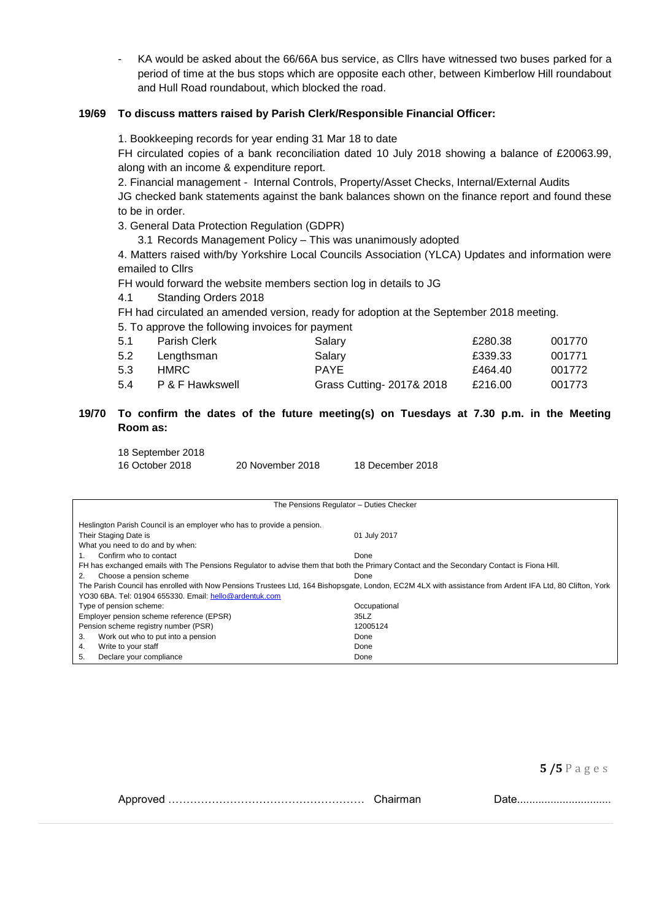- KA would be asked about the 66/66A bus service, as Cllrs have witnessed two buses parked for a period of time at the bus stops which are opposite each other, between Kimberlow Hill roundabout and Hull Road roundabout, which blocked the road.

**19/69 To discuss matters raised by Parish Clerk/Responsible Financial Officer:**

1. Bookkeeping records for year ending 31 Mar 18 to date

FH circulated copies of a bank reconciliation dated 10 July 2018 showing a balance of £20063.99, along with an income & expenditure report.

2. Financial management - Internal Controls, Property/Asset Checks, Internal/External Audits

JG checked bank statements against the bank balances shown on the finance report and found these to be in order.

3. General Data Protection Regulation (GDPR)

3.1 Records Management Policy – This was unanimously adopted

4. Matters raised with/by Yorkshire Local Councils Association (YLCA) Updates and information were emailed to Cllrs

FH would forward the website members section log in details to JG

4.1 Standing Orders 2018

FH had circulated an amended version, ready for adoption at the September 2018 meeting.

5. To approve the following invoices for payment

| | | | | |
|---|---|---|---|---|
| 5.1 | Parish Clerk | Salary | £280.38 | 001770 |
| 5.2 | Lengthsman | Salary | £339.33 | 001771 |
| 5.3 | HMRC | PAYE | £464.40 | 001772 |
| 5.4 | P & F Hawkswell | Grass Cutting- 2017& 2018 | £216.00 | 001773 |

**19/70 To confirm the dates of the future meeting(s) on Tuesdays at 7.30 p.m. in the Meeting Room as:**

18 September 2018
16 October 2018 20 November 2018 18 December 2018

| The Pensions Regulator – Duties Checker | |
|---|---|
| Heslington Parish Council is an employer who has to provide a pension. | |
| Their Staging Date is | 01 July 2017 |
| What you need to do and by when: | |
| 1. Confirm who to contact | Done |
| FH has exchanged emails with The Pensions Regulator to advise them that both the Primary Contact and the Secondary Contact is Fiona Hill. | |
| 2. Choose a pension scheme | Done |
| The Parish Council has enrolled with Now Pensions Trustees Ltd, 164 Bishopsgate, London, EC2M 4LX with assistance from Ardent IFA Ltd, 80 Clifton, York YO30 6BA. Tel: 01904 655330. Email: hello@ardentuk.com | |
| Type of pension scheme: | Occupational |
| Employer pension scheme reference (EPSR) | 35LZ |
| Pension scheme registry number (PSR) | 12005124 |
| 3. Work out who to put into a pension | Done |
| 4. Write to your staff | Done |
| 5. Declare your compliance | Done |

Approved …………………………………………… Chairman Date..............................